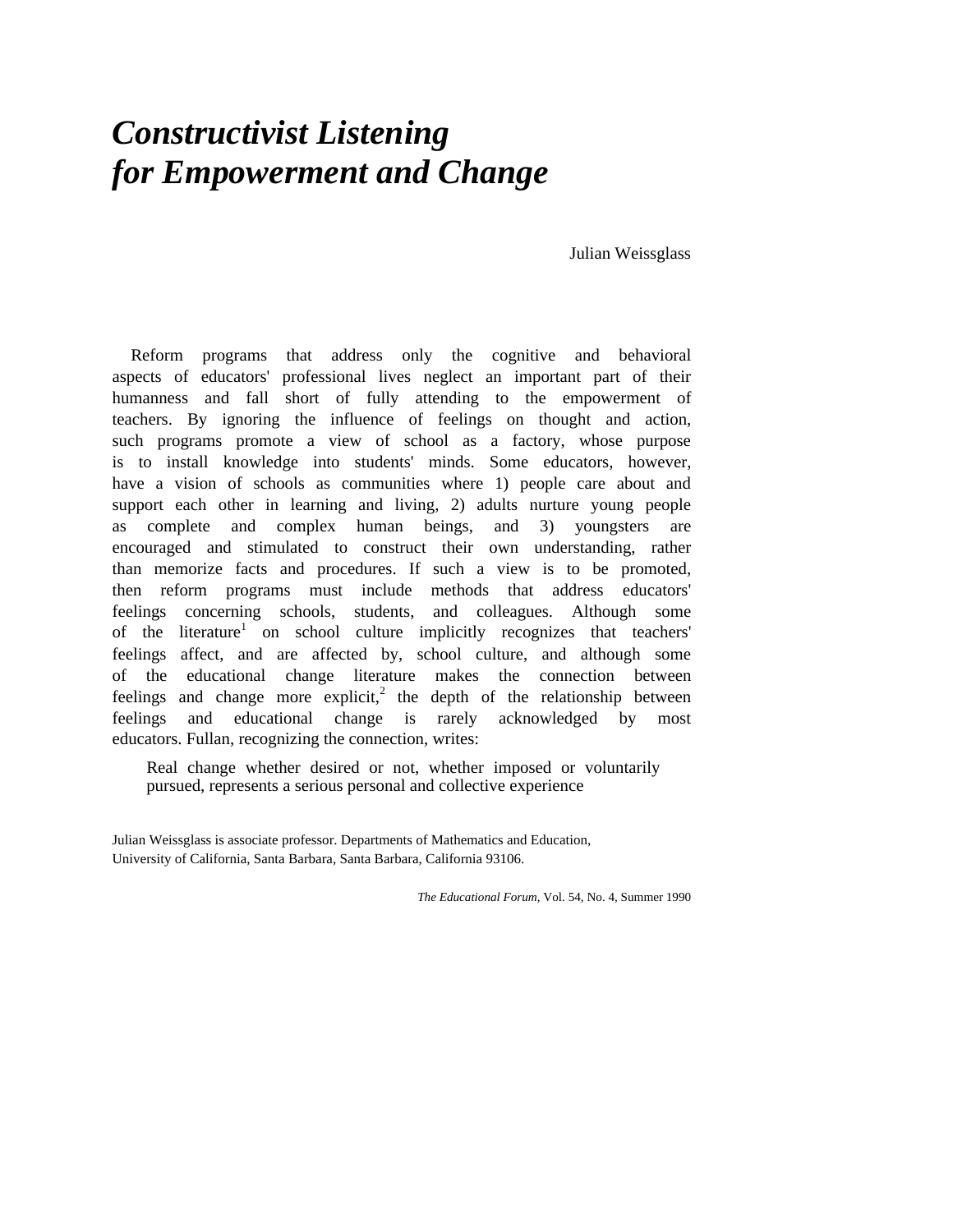# *Constructivist Listening for Empowerment and Change*

Julian Weissglass

Reform programs that address only the cognitive and behavioral aspects of educators' professional lives neglect an important part of their humanness and fall short of fully attending to the empowerment of teachers. By ignoring the influence of feelings on thought and action, such programs promote a view of school as a factory, whose purpose is to install knowledge into students' minds. Some educators, however, have a vision of schools as communities where 1) people care about and support each other in learning and living, 2) adults nurture young people as complete and complex human beings, and 3) youngsters are encouraged and stimulated to construct their own understanding, rather than memorize facts and procedures. If such a view is to be promoted, then reform programs must include methods that address educators' feelings concerning schools, students, and colleagues. Although some of the literature[1] on school culture implicitly recognizes that teachers' feelings affect, and are affected by, school culture, and although some of the educational change literature makes the connection between feelings and change more explicit,[2] the depth of the relationship between feelings and educational change is rarely acknowledged by most educators. Fullan, recognizing the connection, writes:

> Real change whether desired or not, whether imposed or voluntarily pursued, represents a serious personal and collective experience

Julian Weissglass is associate professor. Departments of Mathematics and Education, University of California, Santa Barbara, Santa Barbara, California 93106.

*The Educational Forum*, Vol. 54, No. 4, Summer 1990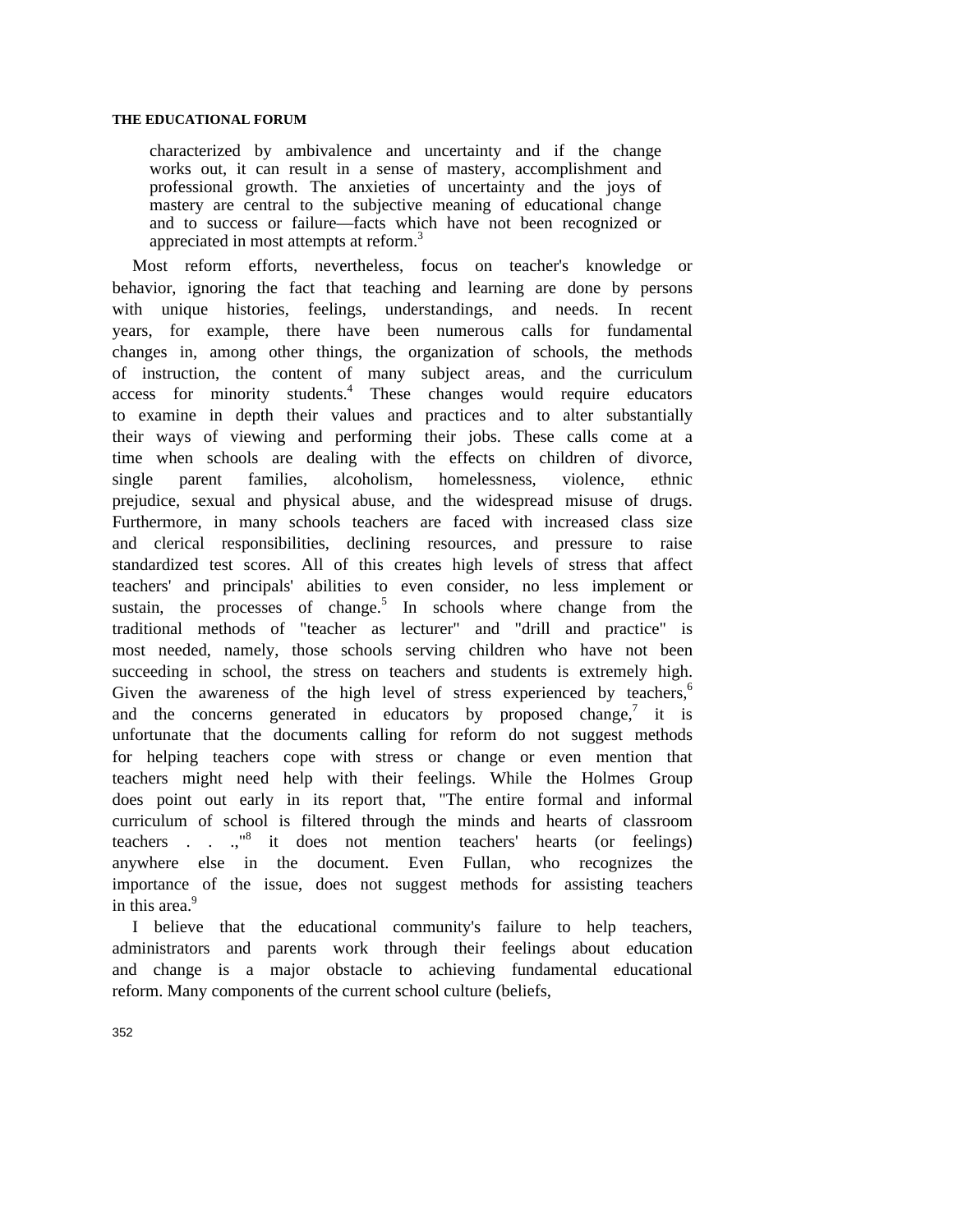> characterized by ambivalence and uncertainty and if the change works out, it can result in a sense of mastery, accomplishment and professional growth. The anxieties of uncertainty and the joys of mastery are central to the subjective meaning of educational change and to success or failure—facts which have not been recognized or appreciated in most attempts at reform.[3]

Most reform efforts, nevertheless, focus on teacher's knowledge or behavior, ignoring the fact that teaching and learning are done by persons with unique histories, feelings, understandings, and needs. In recent years, for example, there have been numerous calls for fundamental changes in, among other things, the organization of schools, the methods of instruction, the content of many subject areas, and the curriculum access for minority students.[4] These changes would require educators to examine in depth their values and practices and to alter substantially their ways of viewing and performing their jobs. These calls come at a time when schools are dealing with the effects on children of divorce, single parent families, alcoholism, homelessness, violence, ethnic prejudice, sexual and physical abuse, and the widespread misuse of drugs. Furthermore, in many schools teachers are faced with increased class size and clerical responsibilities, declining resources, and pressure to raise standardized test scores. All of this creates high levels of stress that affect teachers' and principals' abilities to even consider, no less implement or sustain, the processes of change.[5] In schools where change from the traditional methods of "teacher as lecturer" and "drill and practice" is most needed, namely, those schools serving children who have not been succeeding in school, the stress on teachers and students is extremely high. Given the awareness of the high level of stress experienced by teachers,[6] and the concerns generated in educators by proposed change,[7] it is unfortunate that the documents calling for reform do not suggest methods for helping teachers cope with stress or change or even mention that teachers might need help with their feelings. While the Holmes Group does point out early in its report that, "The entire formal and informal curriculum of school is filtered through the minds and hearts of classroom teachers . . .,"[8] it does not mention teachers' hearts (or feelings) anywhere else in the document. Even Fullan, who recognizes the importance of the issue, does not suggest methods for assisting teachers in this area.[9]

I believe that the educational community's failure to help teachers, administrators and parents work through their feelings about education and change is a major obstacle to achieving fundamental educational reform. Many components of the current school culture (beliefs,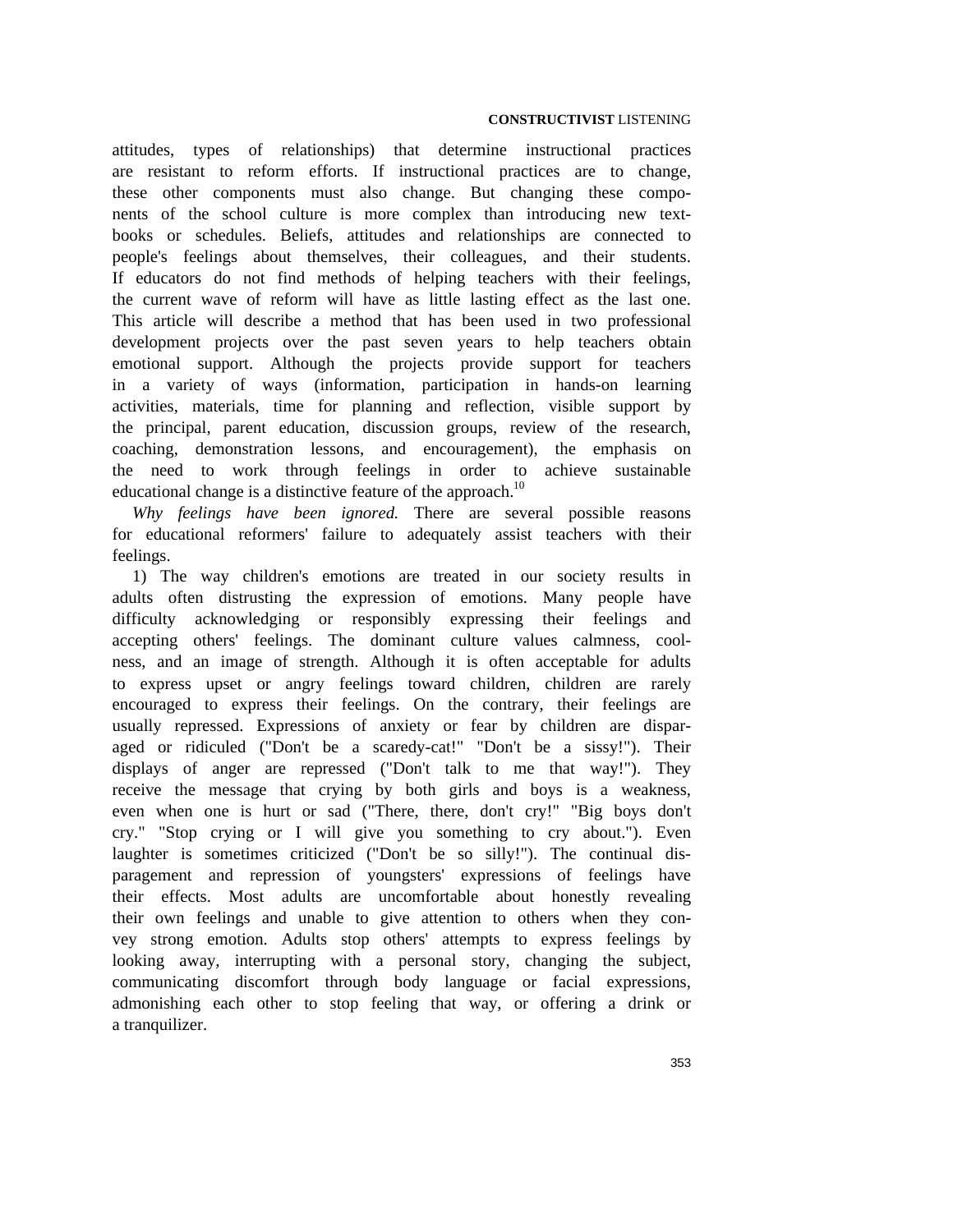attitudes, types of relationships) that determine instructional practices are resistant to reform efforts. If instructional practices are to change, these other components must also change. But changing these components of the school culture is more complex than introducing new textbooks or schedules. Beliefs, attitudes and relationships are connected to people's feelings about themselves, their colleagues, and their students. If educators do not find methods of helping teachers with their feelings, the current wave of reform will have as little lasting effect as the last one. This article will describe a method that has been used in two professional development projects over the past seven years to help teachers obtain emotional support. Although the projects provide support for teachers in a variety of ways (information, participation in hands-on learning activities, materials, time for planning and reflection, visible support by the principal, parent education, discussion groups, review of the research, coaching, demonstration lessons, and encouragement), the emphasis on the need to work through feelings in order to achieve sustainable educational change is a distinctive feature of the approach.[10]

*Why feelings have been ignored.* There are several possible reasons for educational reformers' failure to adequately assist teachers with their feelings.

1) The way children's emotions are treated in our society results in adults often distrusting the expression of emotions. Many people have difficulty acknowledging or responsibly expressing their feelings and accepting others' feelings. The dominant culture values calmness, coolness, and an image of strength. Although it is often acceptable for adults to express upset or angry feelings toward children, children are rarely encouraged to express their feelings. On the contrary, their feelings are usually repressed. Expressions of anxiety or fear by children are disparaged or ridiculed ("Don't be a scaredy-cat!" "Don't be a sissy!"). Their displays of anger are repressed ("Don't talk to me that way!"). They receive the message that crying by both girls and boys is a weakness, even when one is hurt or sad ("There, there, don't cry!" "Big boys don't cry." "Stop crying or I will give you something to cry about."). Even laughter is sometimes criticized ("Don't be so silly!"). The continual disparagement and repression of youngsters' expressions of feelings have their effects. Most adults are uncomfortable about honestly revealing their own feelings and unable to give attention to others when they convey strong emotion. Adults stop others' attempts to express feelings by looking away, interrupting with a personal story, changing the subject, communicating discomfort through body language or facial expressions, admonishing each other to stop feeling that way, or offering a drink or a tranquilizer.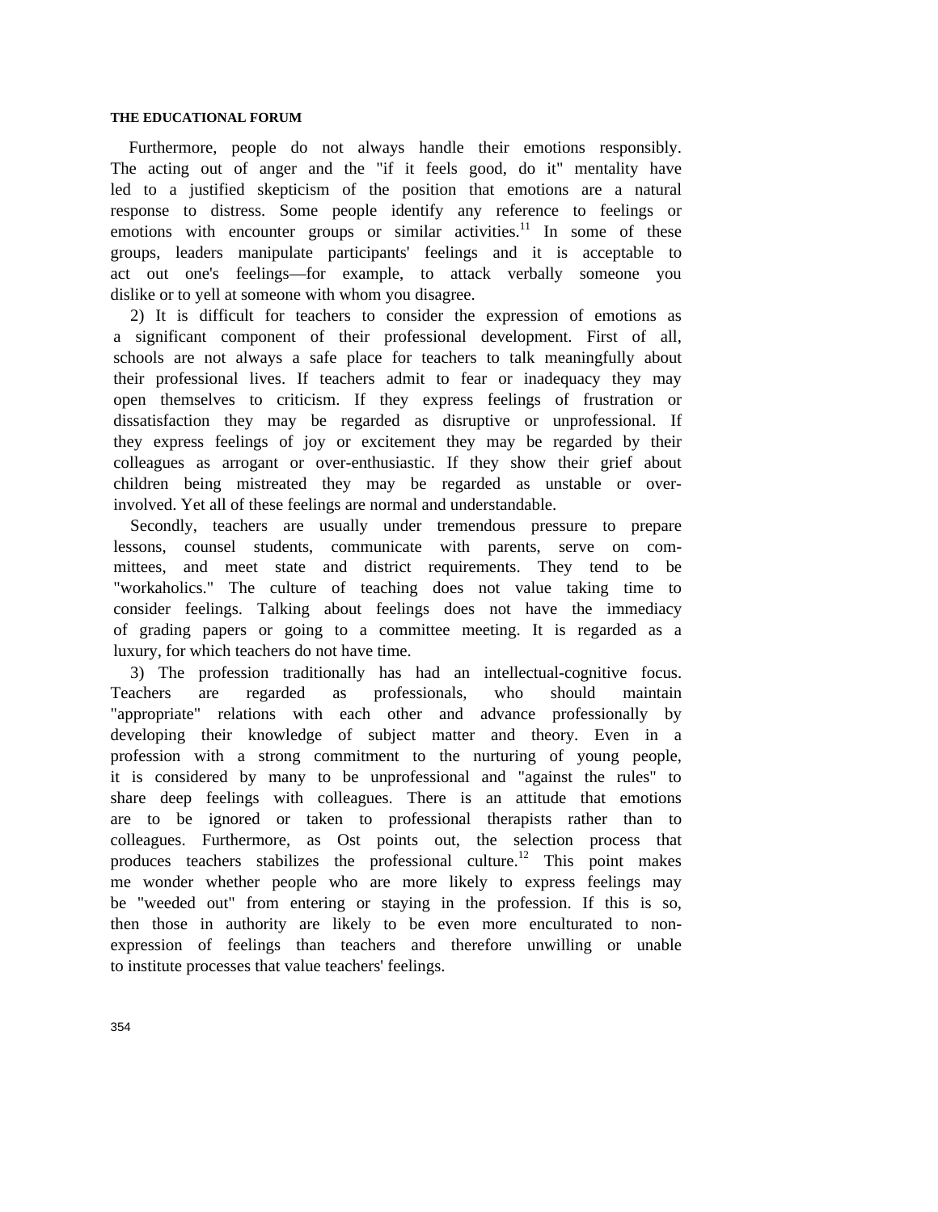Furthermore, people do not always handle their emotions responsibly. The acting out of anger and the "if it feels good, do it" mentality have led to a justified skepticism of the position that emotions are a natural response to distress. Some people identify any reference to feelings or emotions with encounter groups or similar activities.[11] In some of these groups, leaders manipulate participants' feelings and it is acceptable to act out one's feelings—for example, to attack verbally someone you dislike or to yell at someone with whom you disagree.

2) It is difficult for teachers to consider the expression of emotions as a significant component of their professional development. First of all, schools are not always a safe place for teachers to talk meaningfully about their professional lives. If teachers admit to fear or inadequacy they may open themselves to criticism. If they express feelings of frustration or dissatisfaction they may be regarded as disruptive or unprofessional. If they express feelings of joy or excitement they may be regarded by their colleagues as arrogant or over-enthusiastic. If they show their grief about children being mistreated they may be regarded as unstable or over-involved. Yet all of these feelings are normal and understandable.

Secondly, teachers are usually under tremendous pressure to prepare lessons, counsel students, communicate with parents, serve on committees, and meet state and district requirements. They tend to be "workaholics." The culture of teaching does not value taking time to consider feelings. Talking about feelings does not have the immediacy of grading papers or going to a committee meeting. It is regarded as a luxury, for which teachers do not have time.

3) The profession traditionally has had an intellectual-cognitive focus. Teachers are regarded as professionals, who should maintain "appropriate" relations with each other and advance professionally by developing their knowledge of subject matter and theory. Even in a profession with a strong commitment to the nurturing of young people, it is considered by many to be unprofessional and "against the rules" to share deep feelings with colleagues. There is an attitude that emotions are to be ignored or taken to professional therapists rather than to colleagues. Furthermore, as Ost points out, the selection process that produces teachers stabilizes the professional culture.[12] This point makes me wonder whether people who are more likely to express feelings may be "weeded out" from entering or staying in the profession. If this is so, then those in authority are likely to be even more enculturated to non-expression of feelings than teachers and therefore unwilling or unable to institute processes that value teachers' feelings.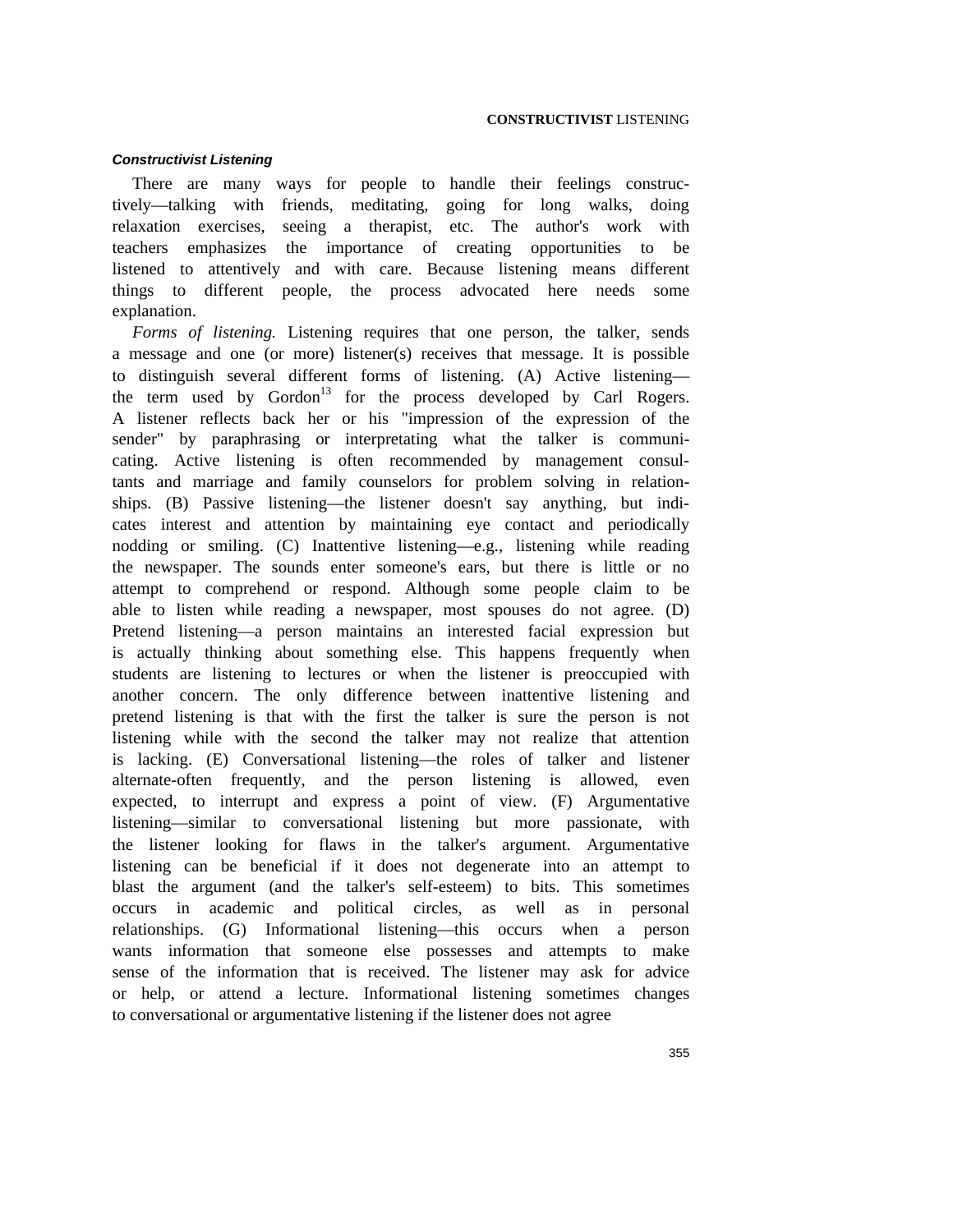### *Constructivist Listening*

There are many ways for people to handle their feelings constructively—talking with friends, meditating, going for long walks, doing relaxation exercises, seeing a therapist, etc. The author's work with teachers emphasizes the importance of creating opportunities to be listened to attentively and with care. Because listening means different things to different people, the process advocated here needs some explanation.

*Forms of listening.* Listening requires that one person, the talker, sends a message and one (or more) listener(s) receives that message. It is possible to distinguish several different forms of listening. (A) Active listening—the term used by Gordon[13] for the process developed by Carl Rogers. A listener reflects back her or his "impression of the expression of the sender" by paraphrasing or interpretating what the talker is communicating. Active listening is often recommended by management consultants and marriage and family counselors for problem solving in relationships. (B) Passive listening—the listener doesn't say anything, but indicates interest and attention by maintaining eye contact and periodically nodding or smiling. (C) Inattentive listening—e.g., listening while reading the newspaper. The sounds enter someone's ears, but there is little or no attempt to comprehend or respond. Although some people claim to be able to listen while reading a newspaper, most spouses do not agree. (D) Pretend listening—a person maintains an interested facial expression but is actually thinking about something else. This happens frequently when students are listening to lectures or when the listener is preoccupied with another concern. The only difference between inattentive listening and pretend listening is that with the first the talker is sure the person is not listening while with the second the talker may not realize that attention is lacking. (E) Conversational listening—the roles of talker and listener alternate-often frequently, and the person listening is allowed, even expected, to interrupt and express a point of view. (F) Argumentative listening—similar to conversational listening but more passionate, with the listener looking for flaws in the talker's argument. Argumentative listening can be beneficial if it does not degenerate into an attempt to blast the argument (and the talker's self-esteem) to bits. This sometimes occurs in academic and political circles, as well as in personal relationships. (G) Informational listening—this occurs when a person wants information that someone else possesses and attempts to make sense of the information that is received. The listener may ask for advice or help, or attend a lecture. Informational listening sometimes changes to conversational or argumentative listening if the listener does not agree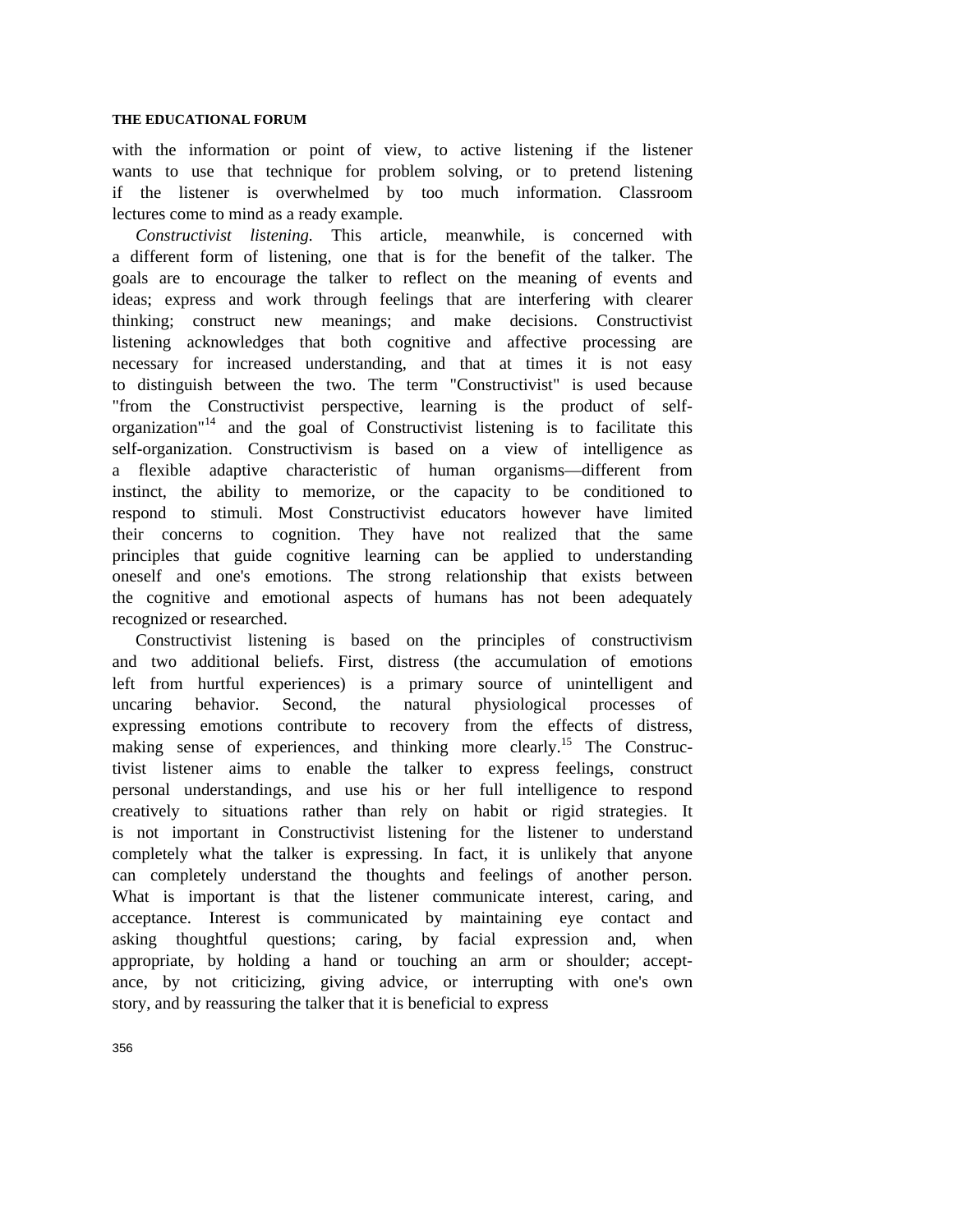with the information or point of view, to active listening if the listener wants to use that technique for problem solving, or to pretend listening if the listener is overwhelmed by too much information. Classroom lectures come to mind as a ready example.

*Constructivist listening.* This article, meanwhile, is concerned with a different form of listening, one that is for the benefit of the talker. The goals are to encourage the talker to reflect on the meaning of events and ideas; express and work through feelings that are interfering with clearer thinking; construct new meanings; and make decisions. Constructivist listening acknowledges that both cognitive and affective processing are necessary for increased understanding, and that at times it is not easy to distinguish between the two. The term "Constructivist" is used because "from the Constructivist perspective, learning is the product of self-organization"[14] and the goal of Constructivist listening is to facilitate this self-organization. Constructivism is based on a view of intelligence as a flexible adaptive characteristic of human organisms—different from instinct, the ability to memorize, or the capacity to be conditioned to respond to stimuli. Most Constructivist educators however have limited their concerns to cognition. They have not realized that the same principles that guide cognitive learning can be applied to understanding oneself and one's emotions. The strong relationship that exists between the cognitive and emotional aspects of humans has not been adequately recognized or researched.

Constructivist listening is based on the principles of constructivism and two additional beliefs. First, distress (the accumulation of emotions left from hurtful experiences) is a primary source of unintelligent and uncaring behavior. Second, the natural physiological processes of expressing emotions contribute to recovery from the effects of distress, making sense of experiences, and thinking more clearly.[15] The Constructivist listener aims to enable the talker to express feelings, construct personal understandings, and use his or her full intelligence to respond creatively to situations rather than rely on habit or rigid strategies. It is not important in Constructivist listening for the listener to understand completely what the talker is expressing. In fact, it is unlikely that anyone can completely understand the thoughts and feelings of another person. What is important is that the listener communicate interest, caring, and acceptance. Interest is communicated by maintaining eye contact and asking thoughtful questions; caring, by facial expression and, when appropriate, by holding a hand or touching an arm or shoulder; acceptance, by not criticizing, giving advice, or interrupting with one's own story, and by reassuring the talker that it is beneficial to express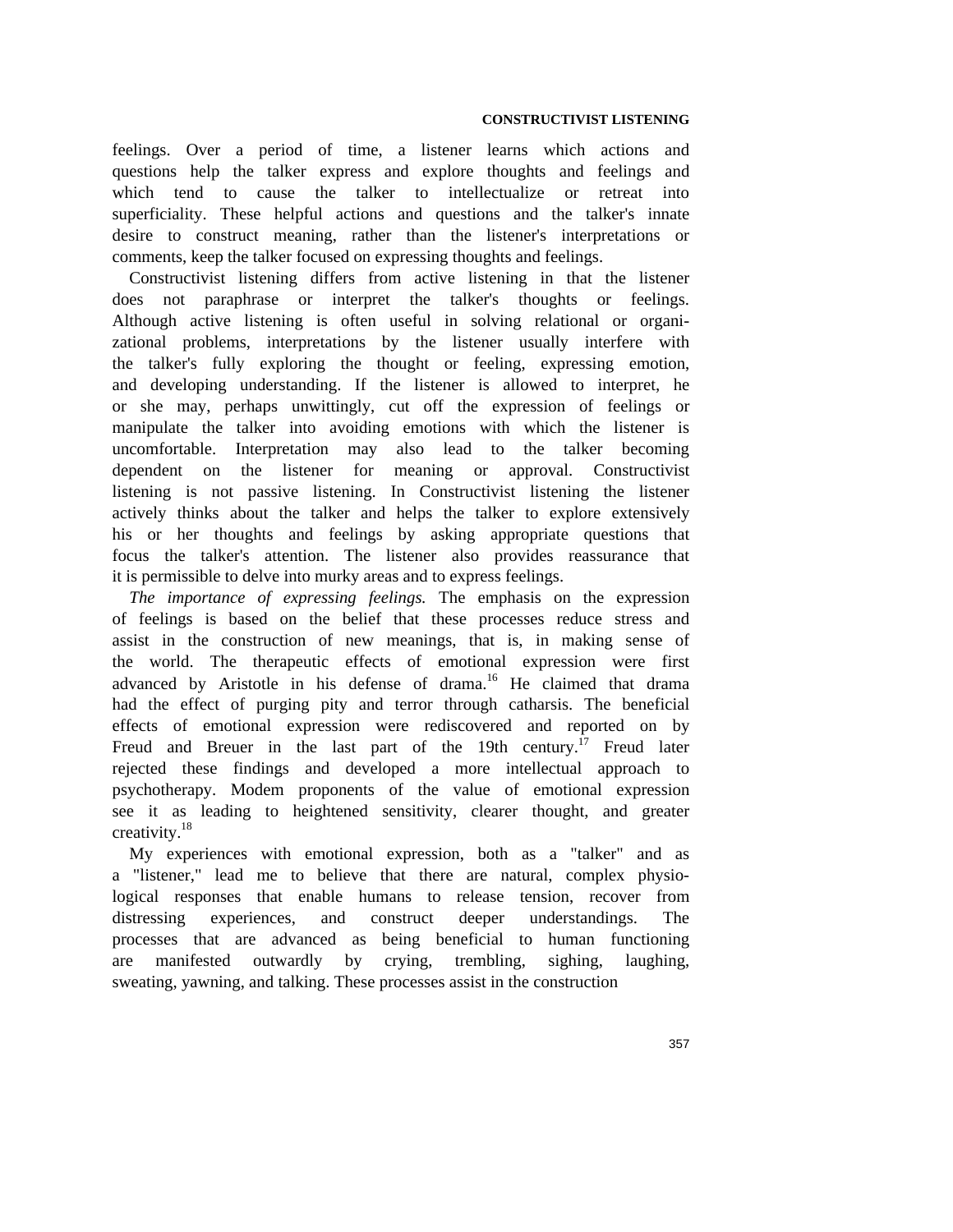feelings. Over a period of time, a listener learns which actions and questions help the talker express and explore thoughts and feelings and which tend to cause the talker to intellectualize or retreat into superficiality. These helpful actions and questions and the talker's innate desire to construct meaning, rather than the listener's interpretations or comments, keep the talker focused on expressing thoughts and feelings.

Constructivist listening differs from active listening in that the listener does not paraphrase or interpret the talker's thoughts or feelings. Although active listening is often useful in solving relational or organizational problems, interpretations by the listener usually interfere with the talker's fully exploring the thought or feeling, expressing emotion, and developing understanding. If the listener is allowed to interpret, he or she may, perhaps unwittingly, cut off the expression of feelings or manipulate the talker into avoiding emotions with which the listener is uncomfortable. Interpretation may also lead to the talker becoming dependent on the listener for meaning or approval. Constructivist listening is not passive listening. In Constructivist listening the listener actively thinks about the talker and helps the talker to explore extensively his or her thoughts and feelings by asking appropriate questions that focus the talker's attention. The listener also provides reassurance that it is permissible to delve into murky areas and to express feelings.

*The importance of expressing feelings.* The emphasis on the expression of feelings is based on the belief that these processes reduce stress and assist in the construction of new meanings, that is, in making sense of the world. The therapeutic effects of emotional expression were first advanced by Aristotle in his defense of drama.[16] He claimed that drama had the effect of purging pity and terror through catharsis. The beneficial effects of emotional expression were rediscovered and reported on by Freud and Breuer in the last part of the 19th century.[17] Freud later rejected these findings and developed a more intellectual approach to psychotherapy. Modem proponents of the value of emotional expression see it as leading to heightened sensitivity, clearer thought, and greater creativity.[18]

My experiences with emotional expression, both as a "talker" and as a "listener," lead me to believe that there are natural, complex physiological responses that enable humans to release tension, recover from distressing experiences, and construct deeper understandings. The processes that are advanced as being beneficial to human functioning are manifested outwardly by crying, trembling, sighing, laughing, sweating, yawning, and talking. These processes assist in the construction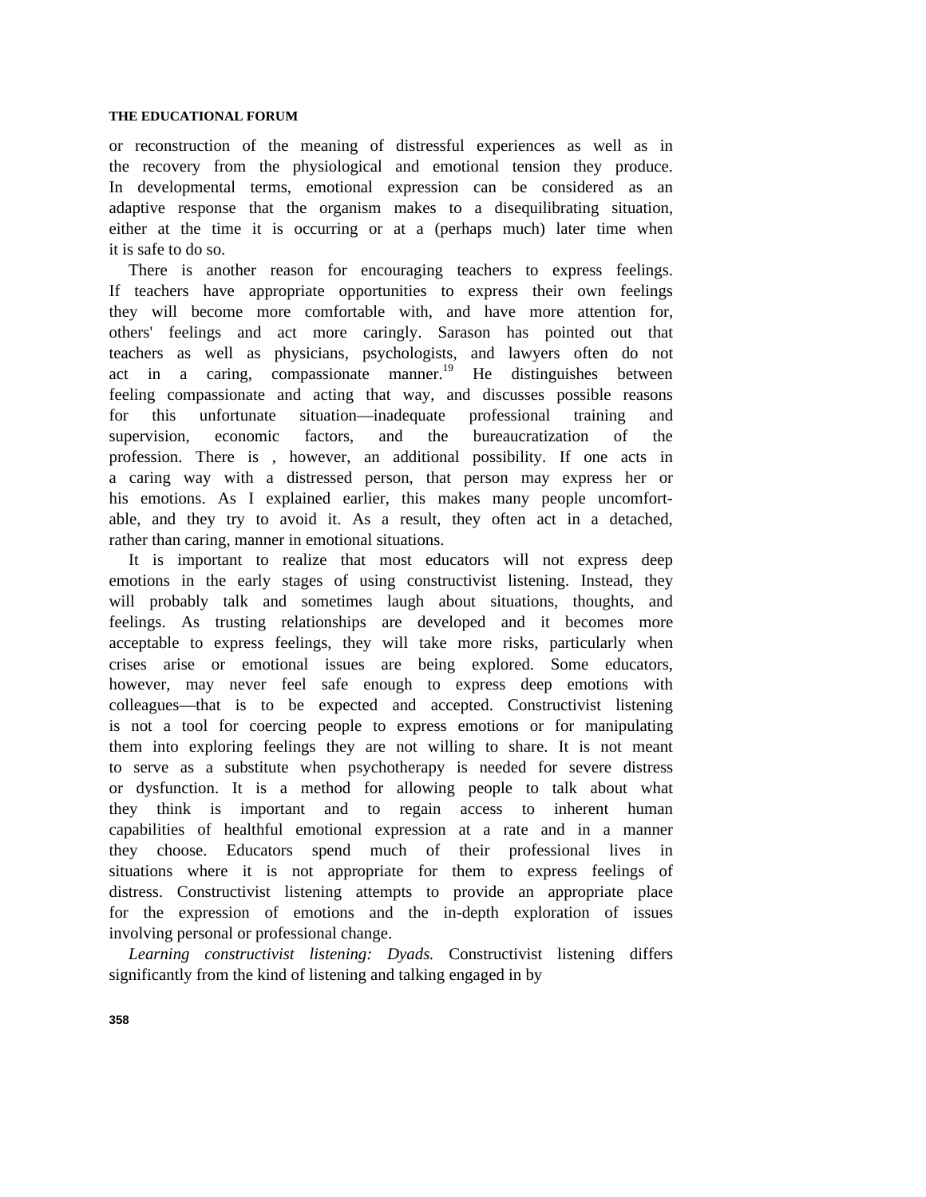or reconstruction of the meaning of distressful experiences as well as in the recovery from the physiological and emotional tension they produce. In developmental terms, emotional expression can be considered as an adaptive response that the organism makes to a disequilibrating situation, either at the time it is occurring or at a (perhaps much) later time when it is safe to do so.

There is another reason for encouraging teachers to express feelings. If teachers have appropriate opportunities to express their own feelings they will become more comfortable with, and have more attention for, others' feelings and act more caringly. Sarason has pointed out that teachers as well as physicians, psychologists, and lawyers often do not act in a caring, compassionate manner.[19] He distinguishes between feeling compassionate and acting that way, and discusses possible reasons for this unfortunate situation—inadequate professional training and supervision, economic factors, and the bureaucratization of the profession. There is , however, an additional possibility. If one acts in a caring way with a distressed person, that person may express her or his emotions. As I explained earlier, this makes many people uncomfortable, and they try to avoid it. As a result, they often act in a detached, rather than caring, manner in emotional situations.

It is important to realize that most educators will not express deep emotions in the early stages of using constructivist listening. Instead, they will probably talk and sometimes laugh about situations, thoughts, and feelings. As trusting relationships are developed and it becomes more acceptable to express feelings, they will take more risks, particularly when crises arise or emotional issues are being explored. Some educators, however, may never feel safe enough to express deep emotions with colleagues—that is to be expected and accepted. Constructivist listening is not a tool for coercing people to express emotions or for manipulating them into exploring feelings they are not willing to share. It is not meant to serve as a substitute when psychotherapy is needed for severe distress or dysfunction. It is a method for allowing people to talk about what they think is important and to regain access to inherent human capabilities of healthful emotional expression at a rate and in a manner they choose. Educators spend much of their professional lives in situations where it is not appropriate for them to express feelings of distress. Constructivist listening attempts to provide an appropriate place for the expression of emotions and the in-depth exploration of issues involving personal or professional change.

*Learning constructivist listening: Dyads.* Constructivist listening differs significantly from the kind of listening and talking engaged in by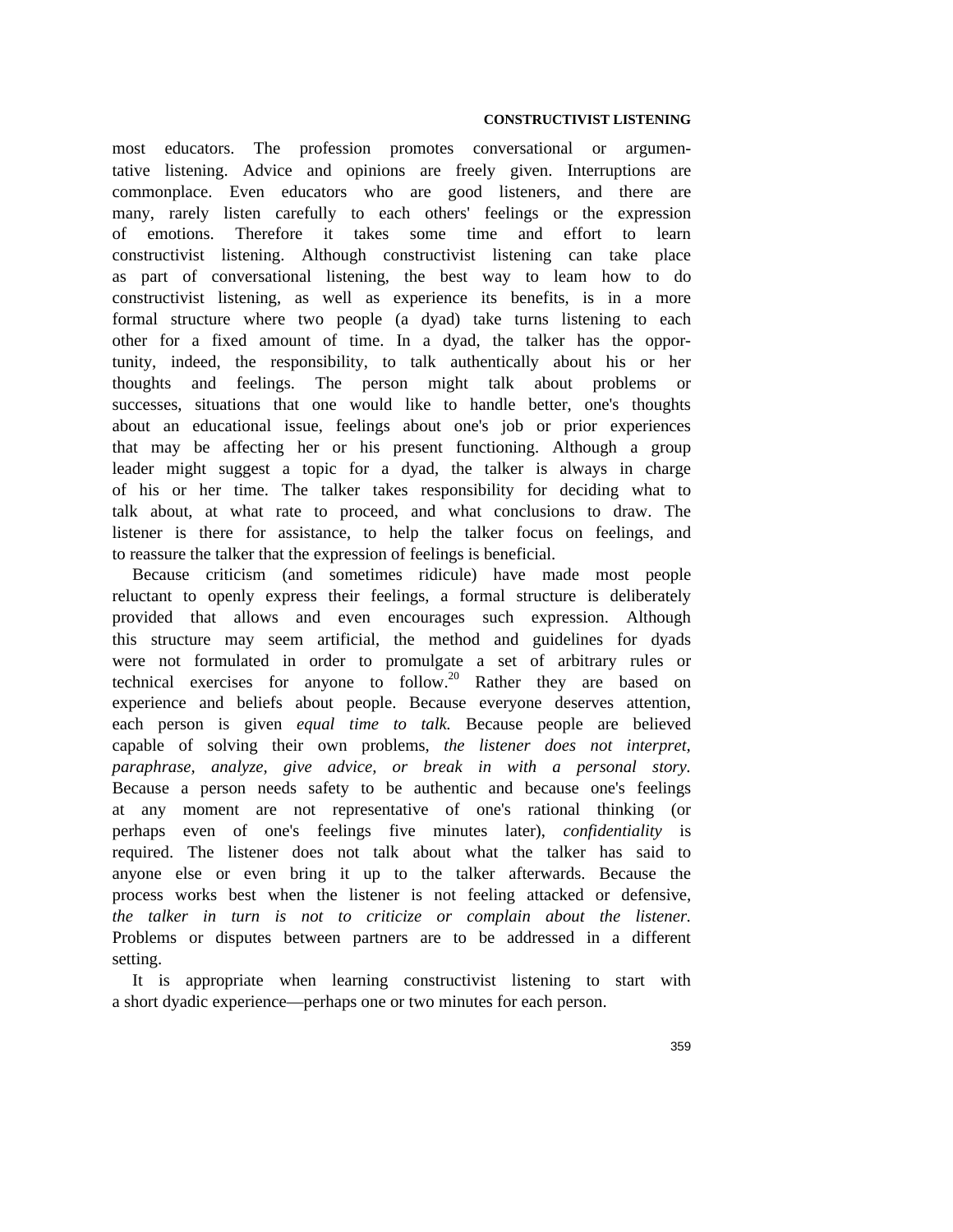most educators. The profession promotes conversational or argumentative listening. Advice and opinions are freely given. Interruptions are commonplace. Even educators who are good listeners, and there are many, rarely listen carefully to each others' feelings or the expression of emotions. Therefore it takes some time and effort to learn constructivist listening. Although constructivist listening can take place as part of conversational listening, the best way to leam how to do constructivist listening, as well as experience its benefits, is in a more formal structure where two people (a dyad) take turns listening to each other for a fixed amount of time. In a dyad, the talker has the opportunity, indeed, the responsibility, to talk authentically about his or her thoughts and feelings. The person might talk about problems or successes, situations that one would like to handle better, one's thoughts about an educational issue, feelings about one's job or prior experiences that may be affecting her or his present functioning. Although a group leader might suggest a topic for a dyad, the talker is always in charge of his or her time. The talker takes responsibility for deciding what to talk about, at what rate to proceed, and what conclusions to draw. The listener is there for assistance, to help the talker focus on feelings, and to reassure the talker that the expression of feelings is beneficial.

Because criticism (and sometimes ridicule) have made most people reluctant to openly express their feelings, a formal structure is deliberately provided that allows and even encourages such expression. Although this structure may seem artificial, the method and guidelines for dyads were not formulated in order to promulgate a set of arbitrary rules or technical exercises for anyone to follow.[20] Rather they are based on experience and beliefs about people. Because everyone deserves attention, each person is given *equal time to talk.* Because people are believed capable of solving their own problems, *the listener does not interpret, paraphrase, analyze, give advice, or break in with a personal story.* Because a person needs safety to be authentic and because one's feelings at any moment are not representative of one's rational thinking (or perhaps even of one's feelings five minutes later), *confidentiality* is required. The listener does not talk about what the talker has said to anyone else or even bring it up to the talker afterwards. Because the process works best when the listener is not feeling attacked or defensive, *the talker in turn is not to criticize or complain about the listener.* Problems or disputes between partners are to be addressed in a different setting.

It is appropriate when learning constructivist listening to start with a short dyadic experience—perhaps one or two minutes for each person.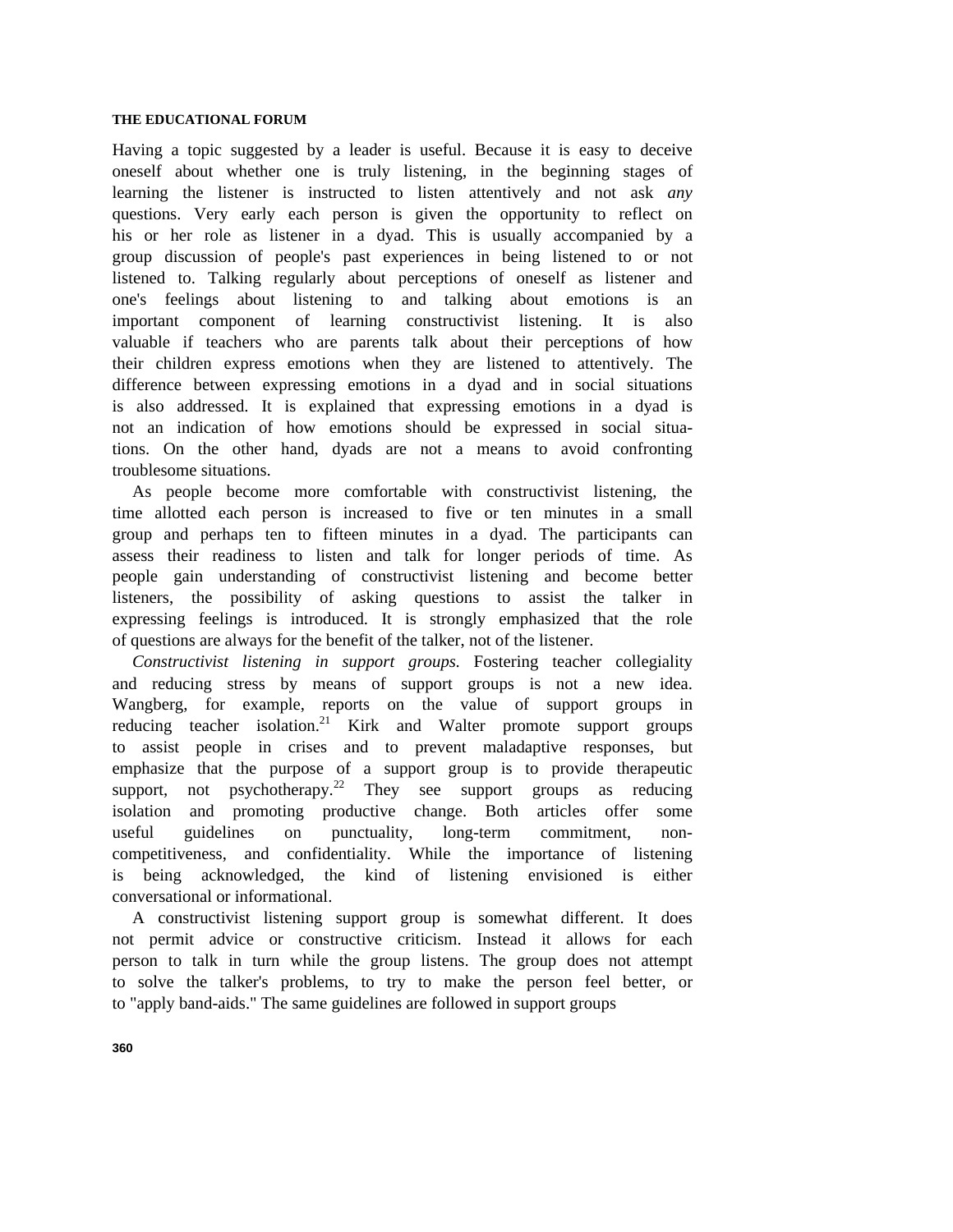Having a topic suggested by a leader is useful. Because it is easy to deceive oneself about whether one is truly listening, in the beginning stages of learning the listener is instructed to listen attentively and not ask *any* questions. Very early each person is given the opportunity to reflect on his or her role as listener in a dyad. This is usually accompanied by a group discussion of people's past experiences in being listened to or not listened to. Talking regularly about perceptions of oneself as listener and one's feelings about listening to and talking about emotions is an important component of learning constructivist listening. It is also valuable if teachers who are parents talk about their perceptions of how their children express emotions when they are listened to attentively. The difference between expressing emotions in a dyad and in social situations is also addressed. It is explained that expressing emotions in a dyad is not an indication of how emotions should be expressed in social situations. On the other hand, dyads are not a means to avoid confronting troublesome situations.

As people become more comfortable with constructivist listening, the time allotted each person is increased to five or ten minutes in a small group and perhaps ten to fifteen minutes in a dyad. The participants can assess their readiness to listen and talk for longer periods of time. As people gain understanding of constructivist listening and become better listeners, the possibility of asking questions to assist the talker in expressing feelings is introduced. It is strongly emphasized that the role of questions are always for the benefit of the talker, not of the listener.

*Constructivist listening in support groups.* Fostering teacher collegiality and reducing stress by means of support groups is not a new idea. Wangberg, for example, reports on the value of support groups in reducing teacher isolation.[21] Kirk and Walter promote support groups to assist people in crises and to prevent maladaptive responses, but emphasize that the purpose of a support group is to provide therapeutic support, not psychotherapy.[22] They see support groups as reducing isolation and promoting productive change. Both articles offer some useful guidelines on punctuality, long-term commitment, non-competitiveness, and confidentiality. While the importance of listening is being acknowledged, the kind of listening envisioned is either conversational or informational.

A constructivist listening support group is somewhat different. It does not permit advice or constructive criticism. Instead it allows for each person to talk in turn while the group listens. The group does not attempt to solve the talker's problems, to try to make the person feel better, or to "apply band-aids." The same guidelines are followed in support groups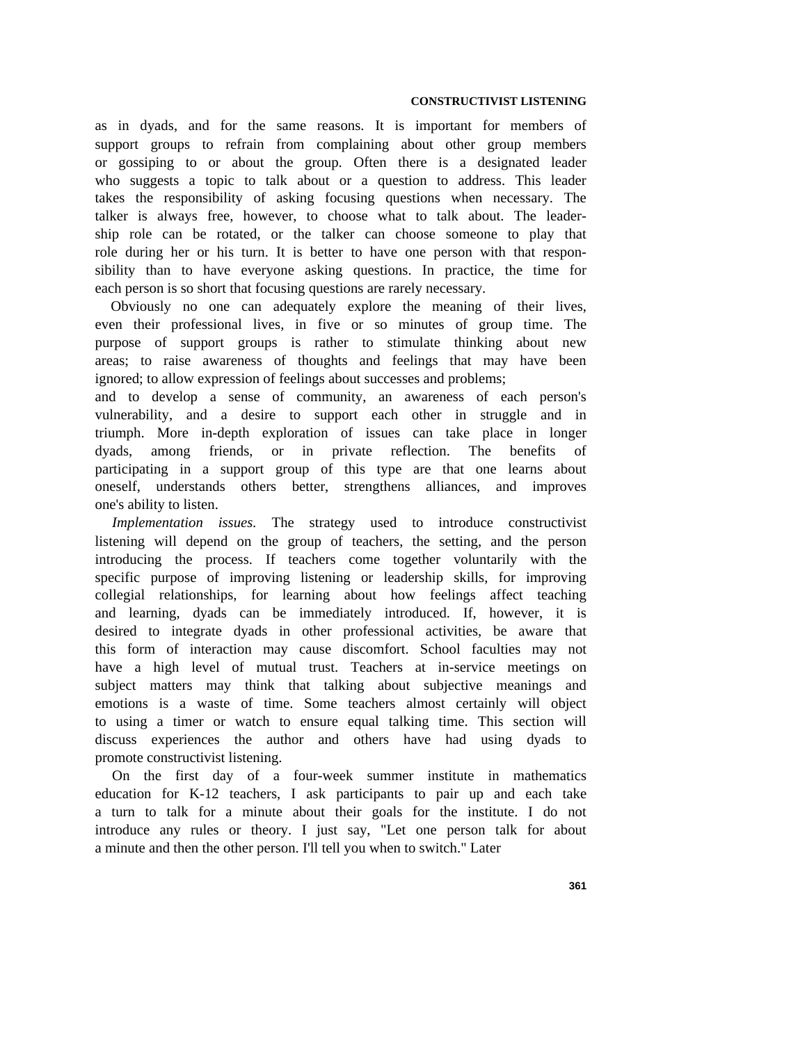as in dyads, and for the same reasons. It is important for members of support groups to refrain from complaining about other group members or gossiping to or about the group. Often there is a designated leader who suggests a topic to talk about or a question to address. This leader takes the responsibility of asking focusing questions when necessary. The talker is always free, however, to choose what to talk about. The leadership role can be rotated, or the talker can choose someone to play that role during her or his turn. It is better to have one person with that responsibility than to have everyone asking questions. In practice, the time for each person is so short that focusing questions are rarely necessary.

Obviously no one can adequately explore the meaning of their lives, even their professional lives, in five or so minutes of group time. The purpose of support groups is rather to stimulate thinking about new areas; to raise awareness of thoughts and feelings that may have been ignored; to allow expression of feelings about successes and problems; and to develop a sense of community, an awareness of each person's vulnerability, and a desire to support each other in struggle and in triumph. More in-depth exploration of issues can take place in longer dyads, among friends, or in private reflection. The benefits of participating in a support group of this type are that one learns about oneself, understands others better, strengthens alliances, and improves one's ability to listen.

*Implementation issues.* The strategy used to introduce constructivist listening will depend on the group of teachers, the setting, and the person introducing the process. If teachers come together voluntarily with the specific purpose of improving listening or leadership skills, for improving collegial relationships, for learning about how feelings affect teaching and learning, dyads can be immediately introduced. If, however, it is desired to integrate dyads in other professional activities, be aware that this form of interaction may cause discomfort. School faculties may not have a high level of mutual trust. Teachers at in-service meetings on subject matters may think that talking about subjective meanings and emotions is a waste of time. Some teachers almost certainly will object to using a timer or watch to ensure equal talking time. This section will discuss experiences the author and others have had using dyads to promote constructivist listening.

On the first day of a four-week summer institute in mathematics education for K-12 teachers, I ask participants to pair up and each take a turn to talk for a minute about their goals for the institute. I do not introduce any rules or theory. I just say, "Let one person talk for about a minute and then the other person. I'll tell you when to switch." Later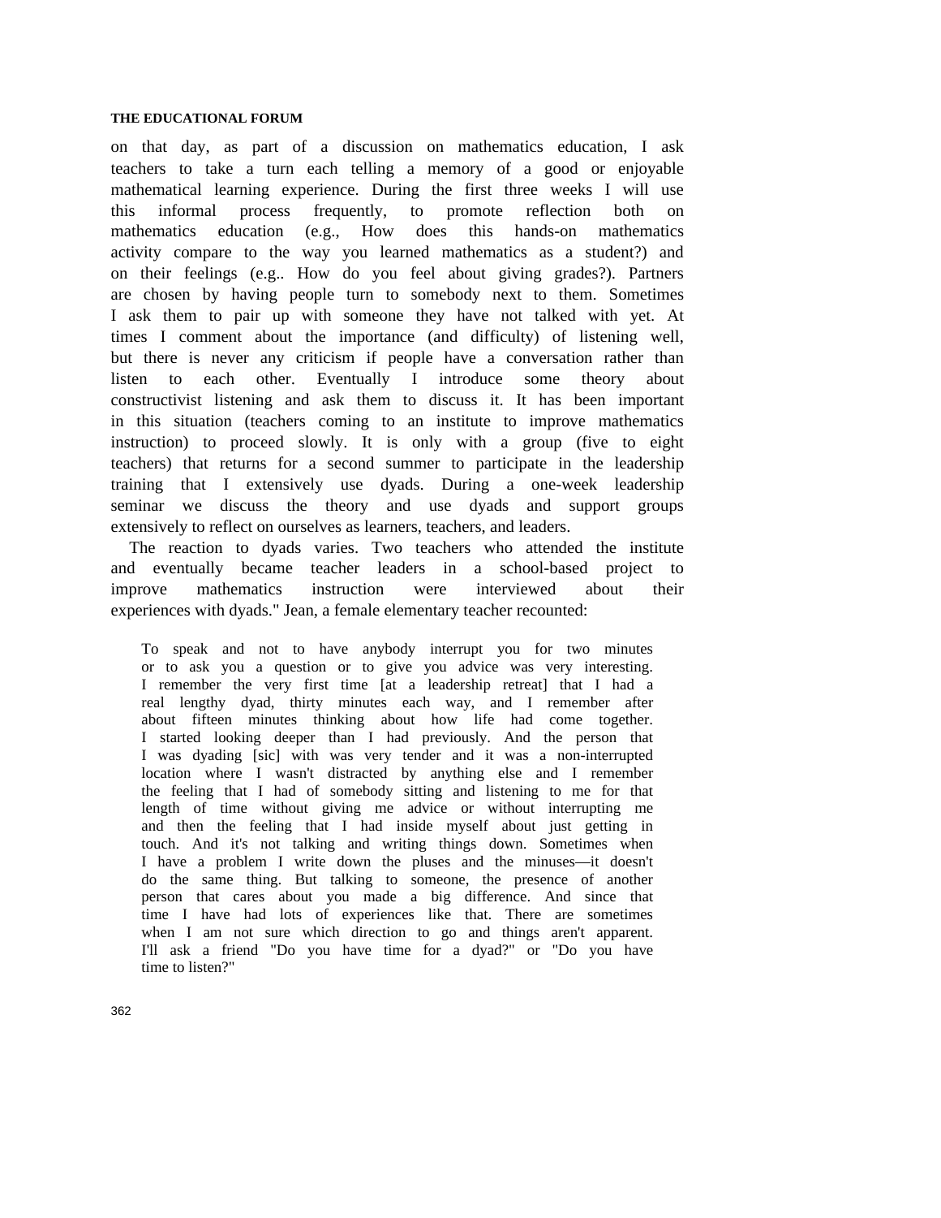on that day, as part of a discussion on mathematics education, I ask teachers to take a turn each telling a memory of a good or enjoyable mathematical learning experience. During the first three weeks I will use this informal process frequently, to promote reflection both on mathematics education (e.g., How does this hands-on mathematics activity compare to the way you learned mathematics as a student?) and on their feelings (e.g.. How do you feel about giving grades?). Partners are chosen by having people turn to somebody next to them. Sometimes I ask them to pair up with someone they have not talked with yet. At times I comment about the importance (and difficulty) of listening well, but there is never any criticism if people have a conversation rather than listen to each other. Eventually I introduce some theory about constructivist listening and ask them to discuss it. It has been important in this situation (teachers coming to an institute to improve mathematics instruction) to proceed slowly. It is only with a group (five to eight teachers) that returns for a second summer to participate in the leadership training that I extensively use dyads. During a one-week leadership seminar we discuss the theory and use dyads and support groups extensively to reflect on ourselves as learners, teachers, and leaders.

The reaction to dyads varies. Two teachers who attended the institute and eventually became teacher leaders in a school-based project to improve mathematics instruction were interviewed about their experiences with dyads." Jean, a female elementary teacher recounted:

> To speak and not to have anybody interrupt you for two minutes or to ask you a question or to give you advice was very interesting. I remember the very first time [at a leadership retreat] that I had a real lengthy dyad, thirty minutes each way, and I remember after about fifteen minutes thinking about how life had come together. I started looking deeper than I had previously. And the person that I was dyading [sic] with was very tender and it was a non-interrupted location where I wasn't distracted by anything else and I remember the feeling that I had of somebody sitting and listening to me for that length of time without giving me advice or without interrupting me and then the feeling that I had inside myself about just getting in touch. And it's not talking and writing things down. Sometimes when I have a problem I write down the pluses and the minuses—it doesn't do the same thing. But talking to someone, the presence of another person that cares about you made a big difference. And since that time I have had lots of experiences like that. There are sometimes when I am not sure which direction to go and things aren't apparent. I'll ask a friend "Do you have time for a dyad?" or "Do you have time to listen?"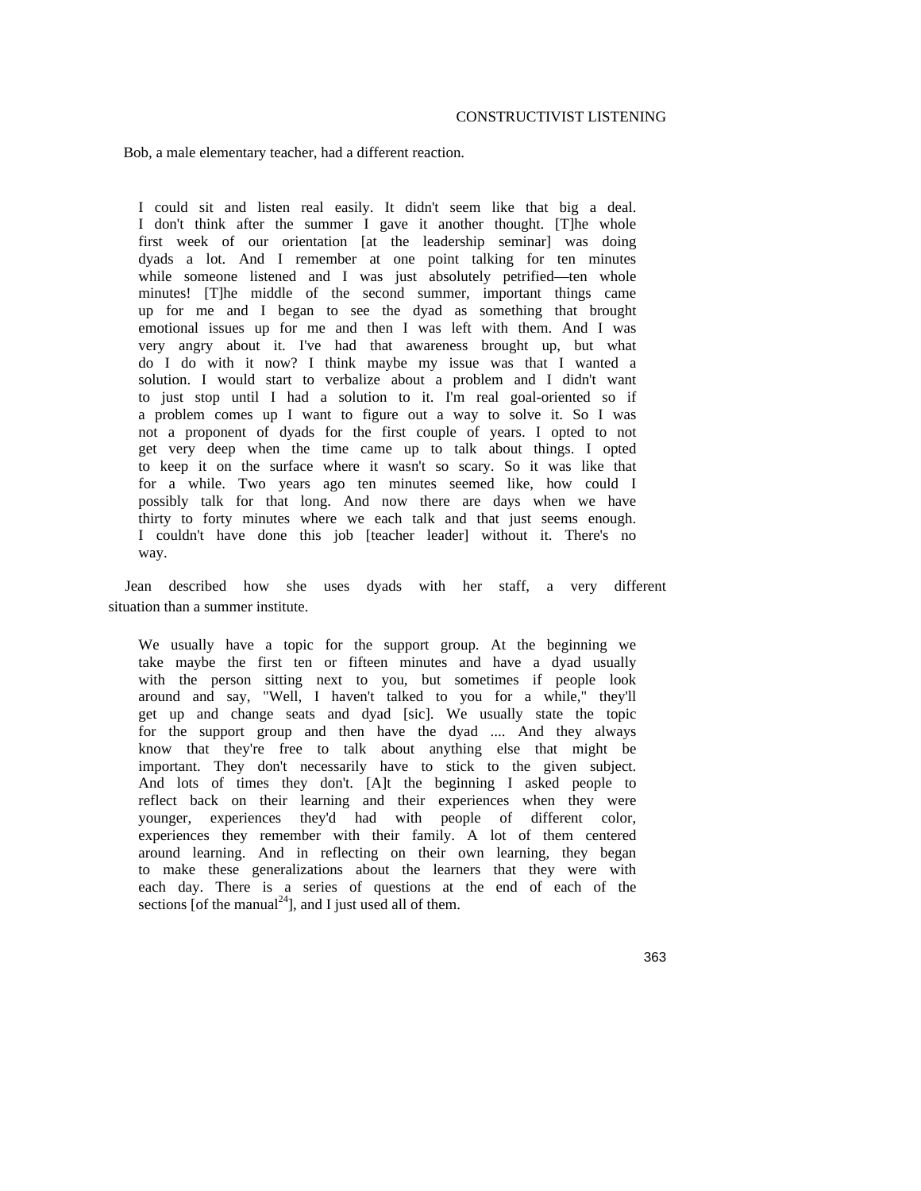Bob, a male elementary teacher, had a different reaction.

> I could sit and listen real easily. It didn't seem like that big a deal. I don't think after the summer I gave it another thought. [T]he whole first week of our orientation [at the leadership seminar] was doing dyads a lot. And I remember at one point talking for ten minutes while someone listened and I was just absolutely petrified—ten whole minutes! [T]he middle of the second summer, important things came up for me and I began to see the dyad as something that brought emotional issues up for me and then I was left with them. And I was very angry about it. I've had that awareness brought up, but what do I do with it now? I think maybe my issue was that I wanted a solution. I would start to verbalize about a problem and I didn't want to just stop until I had a solution to it. I'm real goal-oriented so if a problem comes up I want to figure out a way to solve it. So I was not a proponent of dyads for the first couple of years. I opted to not get very deep when the time came up to talk about things. I opted to keep it on the surface where it wasn't so scary. So it was like that for a while. Two years ago ten minutes seemed like, how could I possibly talk for that long. And now there are days when we have thirty to forty minutes where we each talk and that just seems enough. I couldn't have done this job [teacher leader] without it. There's no way.

Jean described how she uses dyads with her staff, a very different situation than a summer institute.

> We usually have a topic for the support group. At the beginning we take maybe the first ten or fifteen minutes and have a dyad usually with the person sitting next to you, but sometimes if people look around and say, "Well, I haven't talked to you for a while," they'll get up and change seats and dyad [sic]. We usually state the topic for the support group and then have the dyad .... And they always know that they're free to talk about anything else that might be important. They don't necessarily have to stick to the given subject. And lots of times they don't. [A]t the beginning I asked people to reflect back on their learning and their experiences when they were younger, experiences they'd had with people of different color, experiences they remember with their family. A lot of them centered around learning. And in reflecting on their own learning, they began to make these generalizations about the learners that they were with each day. There is a series of questions at the end of each of the sections [of the manual[24]], and I just used all of them.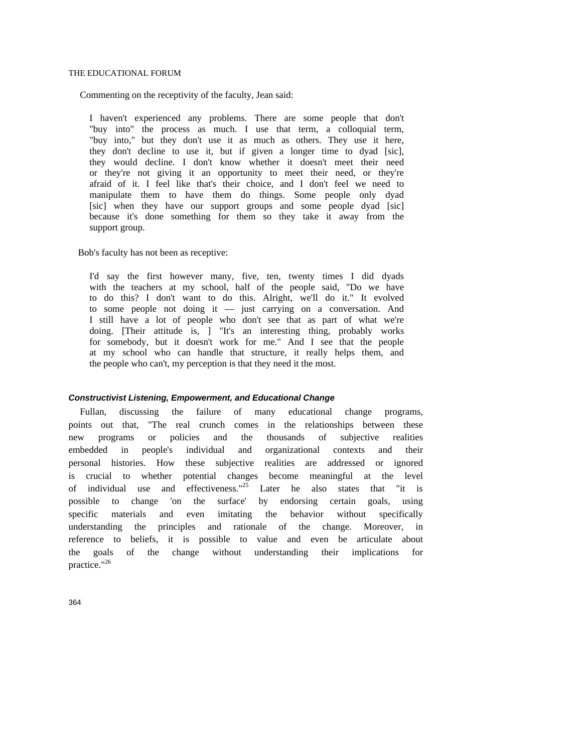Commenting on the receptivity of the faculty, Jean said:

> I haven't experienced any problems. There are some people that don't "buy into" the process as much. I use that term, a colloquial term, "buy into," but they don't use it as much as others. They use it here, they don't decline to use it, but if given a longer time to dyad [sic], they would decline. I don't know whether it doesn't meet their need or they're not giving it an opportunity to meet their need, or they're afraid of it. I feel like that's their choice, and I don't feel we need to manipulate them to have them do things. Some people only dyad [sic] when they have our support groups and some people dyad [sic] because it's done something for them so they take it away from the support group.

Bob's faculty has not been as receptive:

> I'd say the first however many, five, ten, twenty times I did dyads with the teachers at my school, half of the people said, "Do we have to do this? I don't want to do this. Alright, we'll do it." It evolved to some people not doing it — just carrying on a conversation. And I still have a lot of people who don't see that as part of what we're doing. [Their attitude is, ] "It's an interesting thing, probably works for somebody, but it doesn't work for me." And I see that the people at my school who can handle that structure, it really helps them, and the people who can't, my perception is that they need it the most.

### *Constructivist Listening, Empowerment, and Educational Change*

Fullan, discussing the failure of many educational change programs, points out that, "The real crunch comes in the relationships between these new programs or policies and the thousands of subjective realities embedded in people's individual and organizational contexts and their personal histories. How these subjective realities are addressed or ignored is crucial to whether potential changes become meaningful at the level of individual use and effectiveness."[25] Later he also states that "it is possible to change 'on the surface' by endorsing certain goals, using specific materials and even imitating the behavior without specifically understanding the principles and rationale of the change. Moreover, in reference to beliefs, it is possible to value and even be articulate about the goals of the change without understanding their implications for practice."[26]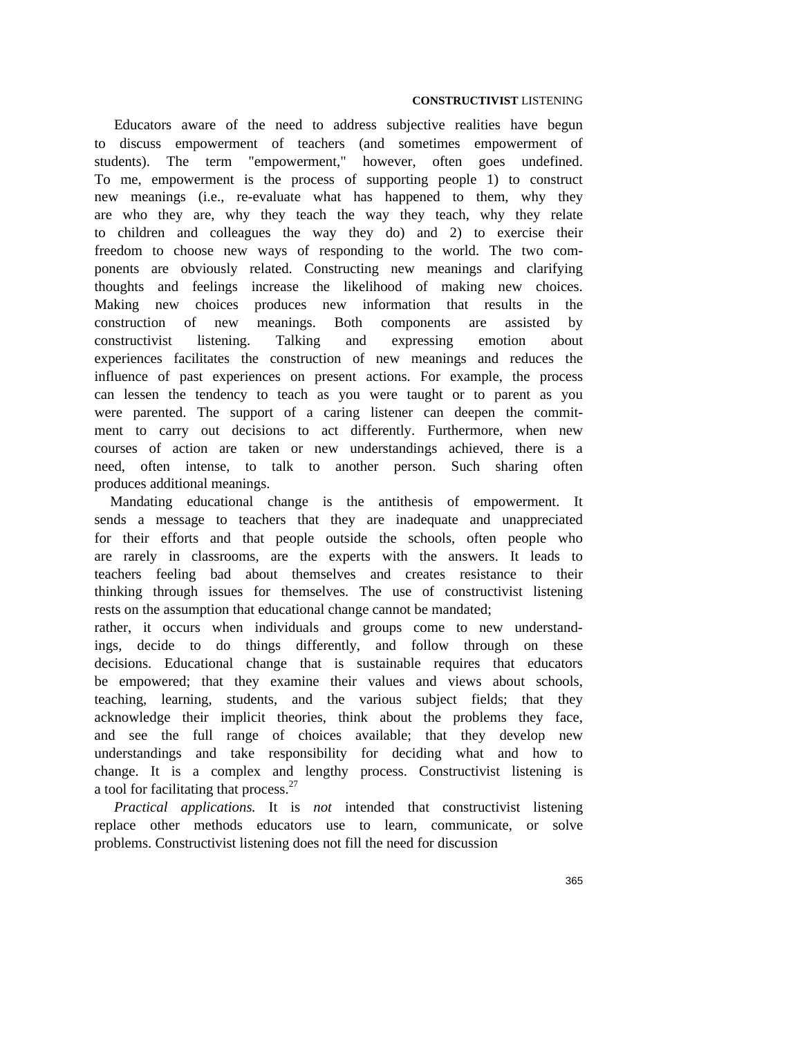Educators aware of the need to address subjective realities have begun to discuss empowerment of teachers (and sometimes empowerment of students). The term "empowerment," however, often goes undefined. To me, empowerment is the process of supporting people 1) to construct new meanings (i.e., re-evaluate what has happened to them, why they are who they are, why they teach the way they teach, why they relate to children and colleagues the way they do) and 2) to exercise their freedom to choose new ways of responding to the world. The two components are obviously related. Constructing new meanings and clarifying thoughts and feelings increase the likelihood of making new choices. Making new choices produces new information that results in the construction of new meanings. Both components are assisted by constructivist listening. Talking and expressing emotion about experiences facilitates the construction of new meanings and reduces the influence of past experiences on present actions. For example, the process can lessen the tendency to teach as you were taught or to parent as you were parented. The support of a caring listener can deepen the commitment to carry out decisions to act differently. Furthermore, when new courses of action are taken or new understandings achieved, there is a need, often intense, to talk to another person. Such sharing often produces additional meanings.

Mandating educational change is the antithesis of empowerment. It sends a message to teachers that they are inadequate and unappreciated for their efforts and that people outside the schools, often people who are rarely in classrooms, are the experts with the answers. It leads to teachers feeling bad about themselves and creates resistance to their thinking through issues for themselves. The use of constructivist listening rests on the assumption that educational change cannot be mandated; rather, it occurs when individuals and groups come to new understandings, decide to do things differently, and follow through on these decisions. Educational change that is sustainable requires that educators be empowered; that they examine their values and views about schools, teaching, learning, students, and the various subject fields; that they acknowledge their implicit theories, think about the problems they face, and see the full range of choices available; that they develop new understandings and take responsibility for deciding what and how to change. It is a complex and lengthy process. Constructivist listening is a tool for facilitating that process.[27]

*Practical applications.* It is *not* intended that constructivist listening replace other methods educators use to learn, communicate, or solve problems. Constructivist listening does not fill the need for discussion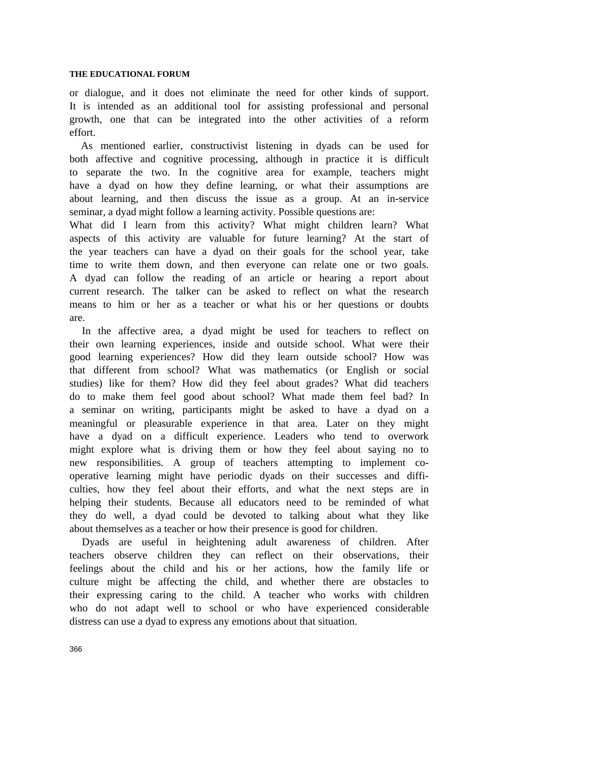or dialogue, and it does not eliminate the need for other kinds of support. It is intended as an additional tool for assisting professional and personal growth, one that can be integrated into the other activities of a reform effort.

As mentioned earlier, constructivist listening in dyads can be used for both affective and cognitive processing, although in practice it is difficult to separate the two. In the cognitive area for example, teachers might have a dyad on how they define learning, or what their assumptions are about learning, and then discuss the issue as a group. At an in-service seminar, a dyad might follow a learning activity. Possible questions are:
What did I learn from this activity? What might children learn? What aspects of this activity are valuable for future learning? At the start of the year teachers can have a dyad on their goals for the school year, take time to write them down, and then everyone can relate one or two goals. A dyad can follow the reading of an article or hearing a report about current research. The talker can be asked to reflect on what the research means to him or her as a teacher or what his or her questions or doubts are.

In the affective area, a dyad might be used for teachers to reflect on their own learning experiences, inside and outside school. What were their good learning experiences? How did they learn outside school? How was that different from school? What was mathematics (or English or social studies) like for them? How did they feel about grades? What did teachers do to make them feel good about school? What made them feel bad? In a seminar on writing, participants might be asked to have a dyad on a meaningful or pleasurable experience in that area. Later on they might have a dyad on a difficult experience. Leaders who tend to overwork might explore what is driving them or how they feel about saying no to new responsibilities. A group of teachers attempting to implement co-operative learning might have periodic dyads on their successes and difficulties, how they feel about their efforts, and what the next steps are in helping their students. Because all educators need to be reminded of what they do well, a dyad could be devoted to talking about what they like about themselves as a teacher or how their presence is good for children.

Dyads are useful in heightening adult awareness of children. After teachers observe children they can reflect on their observations, their feelings about the child and his or her actions, how the family life or culture might be affecting the child, and whether there are obstacles to their expressing caring to the child. A teacher who works with children who do not adapt well to school or who have experienced considerable distress can use a dyad to express any emotions about that situation.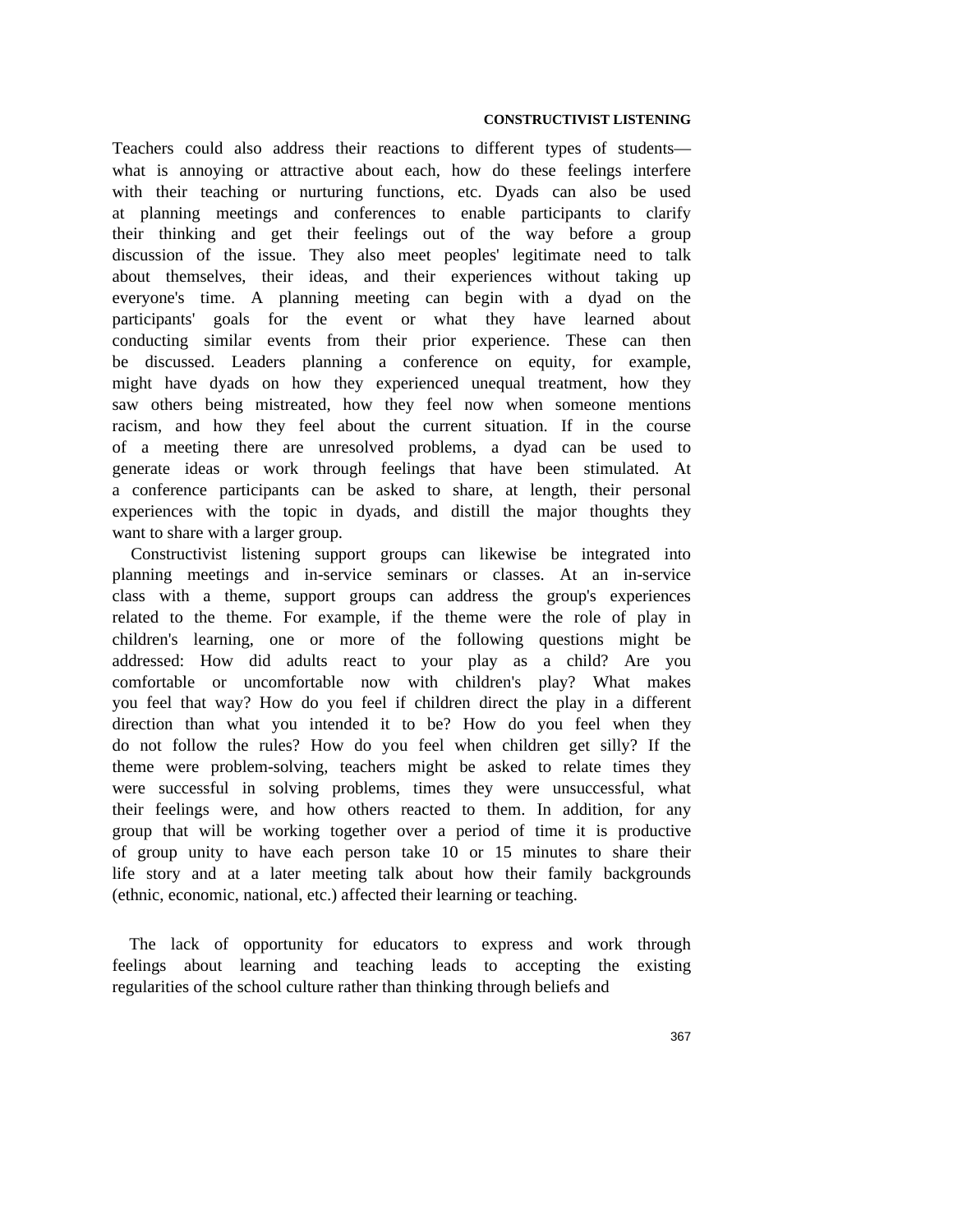Teachers could also address their reactions to different types of students—what is annoying or attractive about each, how do these feelings interfere with their teaching or nurturing functions, etc. Dyads can also be used at planning meetings and conferences to enable participants to clarify their thinking and get their feelings out of the way before a group discussion of the issue. They also meet peoples' legitimate need to talk about themselves, their ideas, and their experiences without taking up everyone's time. A planning meeting can begin with a dyad on the participants' goals for the event or what they have learned about conducting similar events from their prior experience. These can then be discussed. Leaders planning a conference on equity, for example, might have dyads on how they experienced unequal treatment, how they saw others being mistreated, how they feel now when someone mentions racism, and how they feel about the current situation. If in the course of a meeting there are unresolved problems, a dyad can be used to generate ideas or work through feelings that have been stimulated. At a conference participants can be asked to share, at length, their personal experiences with the topic in dyads, and distill the major thoughts they want to share with a larger group.

Constructivist listening support groups can likewise be integrated into planning meetings and in-service seminars or classes. At an in-service class with a theme, support groups can address the group's experiences related to the theme. For example, if the theme were the role of play in children's learning, one or more of the following questions might be addressed: How did adults react to your play as a child? Are you comfortable or uncomfortable now with children's play? What makes you feel that way? How do you feel if children direct the play in a different direction than what you intended it to be? How do you feel when they do not follow the rules? How do you feel when children get silly? If the theme were problem-solving, teachers might be asked to relate times they were successful in solving problems, times they were unsuccessful, what their feelings were, and how others reacted to them. In addition, for any group that will be working together over a period of time it is productive of group unity to have each person take 10 or 15 minutes to share their life story and at a later meeting talk about how their family backgrounds (ethnic, economic, national, etc.) affected their learning or teaching.

The lack of opportunity for educators to express and work through feelings about learning and teaching leads to accepting the existing regularities of the school culture rather than thinking through beliefs and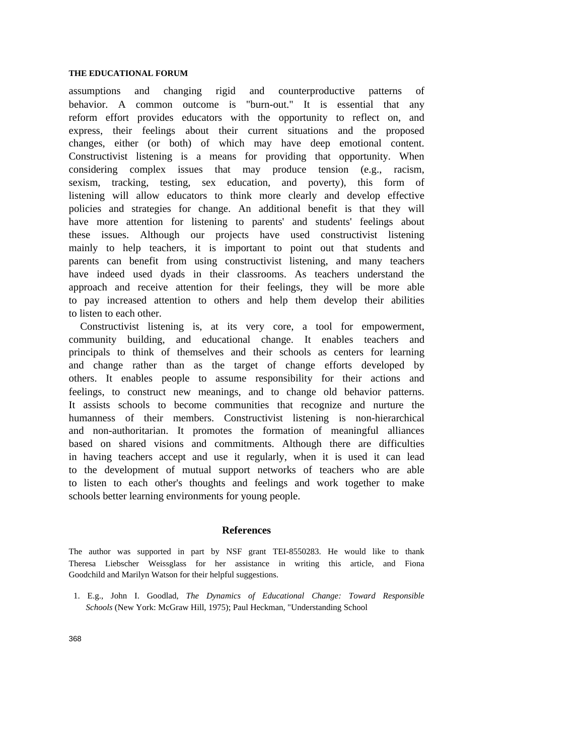assumptions and changing rigid and counterproductive patterns of behavior. A common outcome is "burn-out." It is essential that any reform effort provides educators with the opportunity to reflect on, and express, their feelings about their current situations and the proposed changes, either (or both) of which may have deep emotional content. Constructivist listening is a means for providing that opportunity. When considering complex issues that may produce tension (e.g., racism, sexism, tracking, testing, sex education, and poverty), this form of listening will allow educators to think more clearly and develop effective policies and strategies for change. An additional benefit is that they will have more attention for listening to parents' and students' feelings about these issues. Although our projects have used constructivist listening mainly to help teachers, it is important to point out that students and parents can benefit from using constructivist listening, and many teachers have indeed used dyads in their classrooms. As teachers understand the approach and receive attention for their feelings, they will be more able to pay increased attention to others and help them develop their abilities to listen to each other.

Constructivist listening is, at its very core, a tool for empowerment, community building, and educational change. It enables teachers and principals to think of themselves and their schools as centers for learning and change rather than as the target of change efforts developed by others. It enables people to assume responsibility for their actions and feelings, to construct new meanings, and to change old behavior patterns. It assists schools to become communities that recognize and nurture the humanness of their members. Constructivist listening is non-hierarchical and non-authoritarian. It promotes the formation of meaningful alliances based on shared visions and commitments. Although there are difficulties in having teachers accept and use it regularly, when it is used it can lead to the development of mutual support networks of teachers who are able to listen to each other's thoughts and feelings and work together to make schools better learning environments for young people.

## References

The author was supported in part by NSF grant TEI-8550283. He would like to thank Theresa Liebscher Weissglass for her assistance in writing this article, and Fiona Goodchild and Marilyn Watson for their helpful suggestions.

1. E.g., John I. Goodlad, *The Dynamics of Educational Change: Toward Responsible Schools* (New York: McGraw Hill, 1975); Paul Heckman, "Understanding School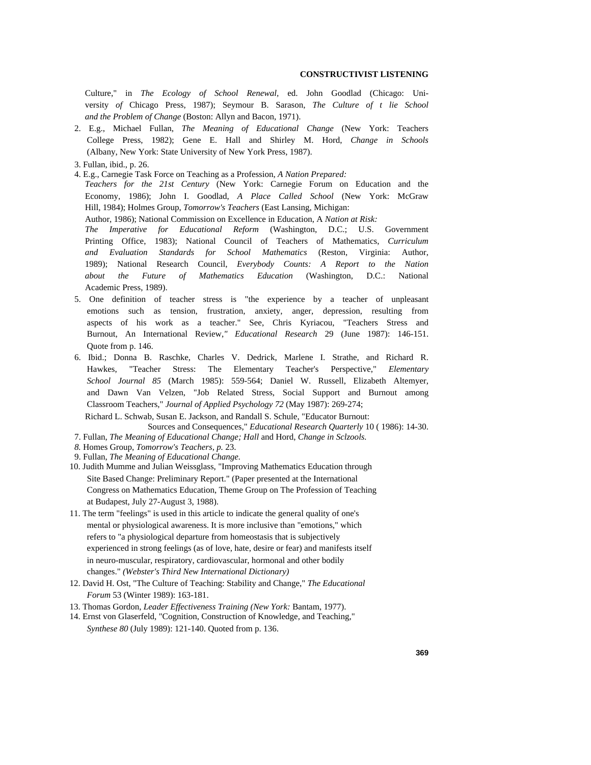Culture," in *The Ecology of School Renewal,* ed. John Goodlad (Chicago: University *of* Chicago Press, 1987); Seymour B. Sarason, *The Culture of t lie School and the Problem of Change* (Boston: Allyn and Bacon, 1971).

2. E.g., Michael Fullan, *The Meaning of Educational Change* (New York: Teachers College Press, 1982); Gene E. Hall and Shirley M. Hord, *Change in Schools* (Albany, New York: State University of New York Press, 1987).
3. Fullan, ibid., p. 26.
4. E.g., Carnegie Task Force on Teaching as a Profession, *A Nation Prepared: Teachers for the 21st Century* (New York: Carnegie Forum on Education and the Economy, 1986); John I. Goodlad, *A Place Called School* (New York: McGraw Hill, 1984); Holmes Group, *Tomorrow's Teachers* (East Lansing, Michigan: Author, 1986); National Commission on Excellence in Education, A *Nation at Risk: The Imperative for Educational Reform* (Washington, D.C.; U.S. Government Printing Office, 1983); National Council of Teachers of Mathematics, *Curriculum and Evaluation Standards for School Mathematics* (Reston, Virginia: Author, 1989); National Research Council, *Everybody Counts: A Report to the Nation about the Future of Mathematics Education* (Washington, D.C.: National Academic Press, 1989).
5. One definition of teacher stress is "the experience by a teacher of unpleasant emotions such as tension, frustration, anxiety, anger, depression, resulting from aspects of his work as a teacher." See, Chris Kyriacou, "Teachers Stress and Burnout, An International Review,*" Educational Research* 29 (June 1987): 146-151. Quote from p. 146.
6. Ibid.; Donna B. Raschke, Charles V. Dedrick, Marlene I. Strathe, and Richard R. Hawkes, "Teacher Stress: The Elementary Teacher's Perspective," *Elementary School Journal 85* (March 1985): 559-564; Daniel W. Russell, Elizabeth Altemyer, and Dawn Van Velzen, "Job Related Stress, Social Support and Burnout among Classroom Teachers," *Journal of Applied Psychology 72* (May 1987): 269-274; Richard L. Schwab, Susan E. Jackson, and Randall S. Schule, "Educator Burnout: Sources and Consequences," *Educational Research Quarterly* 10 ( 1986): 14-30.
7. Fullan, *The Meaning of Educational Change; Hall* and Hord, *Change in Sclzools.*
8. Homes Group, *Tomorrow's Teachers, p.* 23.
9. Fullan, *The Meaning of Educational Change*.
10. Judith Mumme and Julian Weissglass, "Improving Mathematics Education through Site Based Change: Preliminary Report." (Paper presented at the International Congress on Mathematics Education, Theme Group on The Profession of Teaching at Budapest, July 27-August 3, 1988).
11. The term "feelings" is used in this article to indicate the general quality of one's mental or physiological awareness. It is more inclusive than "emotions," which refers to "a physiological departure from homeostasis that is subjectively experienced in strong feelings (as of love, hate, desire or fear) and manifests itself in neuro-muscular, respiratory, cardiovascular, hormonal and other bodily changes." *(Webster's Third New International Dictionary)*
12. David H. Ost, "The Culture of Teaching: Stability and Change," *The Educational Forum* 53 (Winter 1989): 163-181.
13. Thomas Gordon, *Leader Effectiveness Training (New York:* Bantam, 1977).
14. Ernst von Glaserfeld, "Cognition, Construction of Knowledge, and Teaching," *Synthese 80* (July 1989): 121-140. Quoted from p. 136.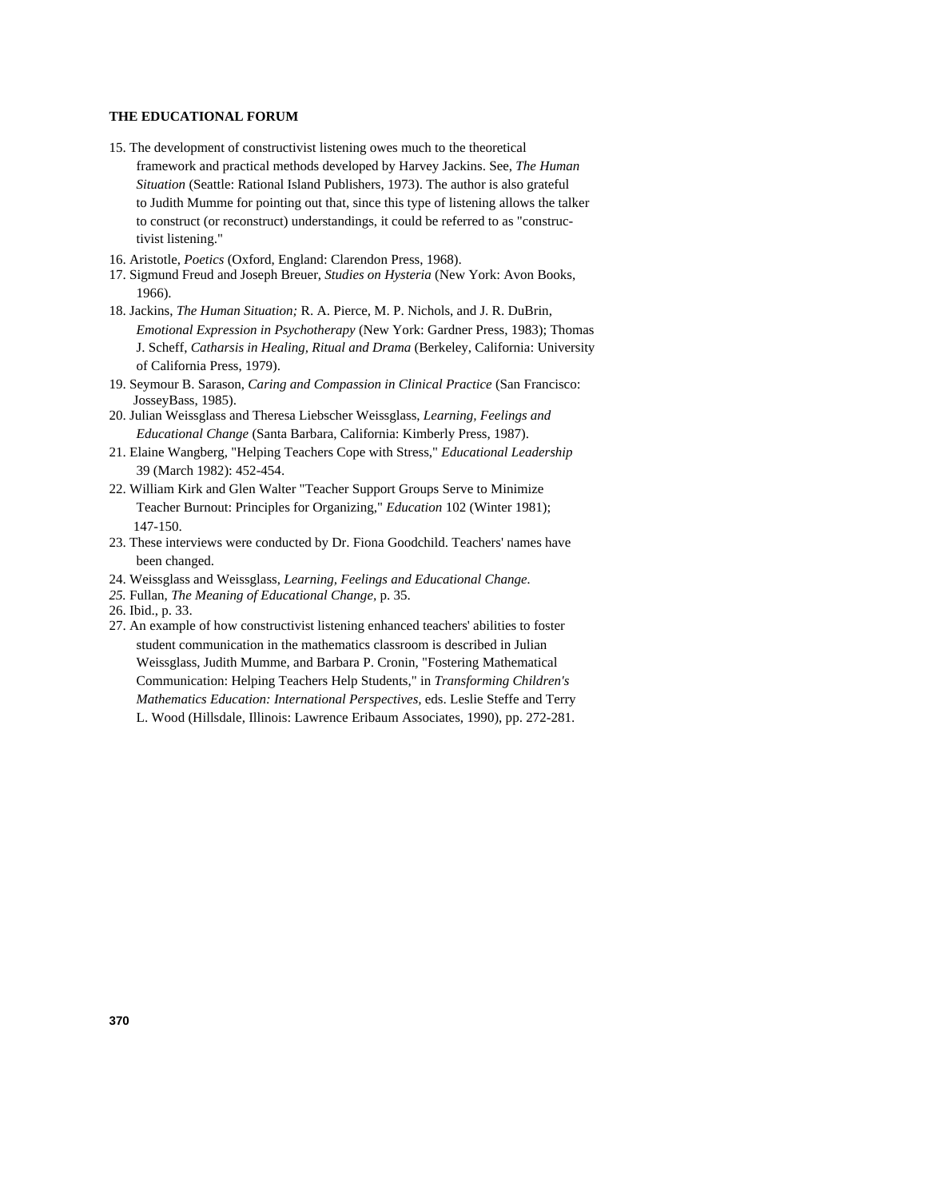15. The development of constructivist listening owes much to the theoretical framework and practical methods developed by Harvey Jackins. See, *The Human Situation* (Seattle: Rational Island Publishers, 1973). The author is also grateful to Judith Mumme for pointing out that, since this type of listening allows the talker to construct (or reconstruct) understandings, it could be referred to as "constructivist listening."
16. Aristotle, *Poetics* (Oxford, England: Clarendon Press, 1968).
17. Sigmund Freud and Joseph Breuer, *Studies on Hysteria* (New York: Avon Books, 1966).
18. Jackins, *The Human Situation;* R. A. Pierce, M. P. Nichols, and J. R. DuBrin, *Emotional Expression in Psychotherapy* (New York: Gardner Press, 1983); Thomas J. Scheff, *Catharsis in Healing, Ritual and Drama* (Berkeley, California: University of California Press, 1979).
19. Seymour B. Sarason, *Caring and Compassion in Clinical Practice* (San Francisco: JosseyBass, 1985).
20. Julian Weissglass and Theresa Liebscher Weissglass, *Learning, Feelings and Educational Change* (Santa Barbara, California: Kimberly Press, 1987).
21. Elaine Wangberg, "Helping Teachers Cope with Stress," *Educational Leadership* 39 (March 1982): 452-454.
22. William Kirk and Glen Walter "Teacher Support Groups Serve to Minimize Teacher Burnout: Principles for Organizing," *Education* 102 (Winter 1981); 147-150.
23. These interviews were conducted by Dr. Fiona Goodchild. Teachers' names have been changed.
24. Weissglass and Weissglass, *Learning, Feelings and Educational Change.*
25. Fullan, *The Meaning of Educational Change,* p. 35.
26. Ibid., p. 33.
27. An example of how constructivist listening enhanced teachers' abilities to foster student communication in the mathematics classroom is described in Julian Weissglass, Judith Mumme, and Barbara P. Cronin, "Fostering Mathematical Communication: Helping Teachers Help Students," in *Transforming Children's Mathematics Education: International Perspectives,* eds. Leslie Steffe and Terry L. Wood (Hillsdale, Illinois: Lawrence Eribaum Associates, 1990), pp. 272-281.